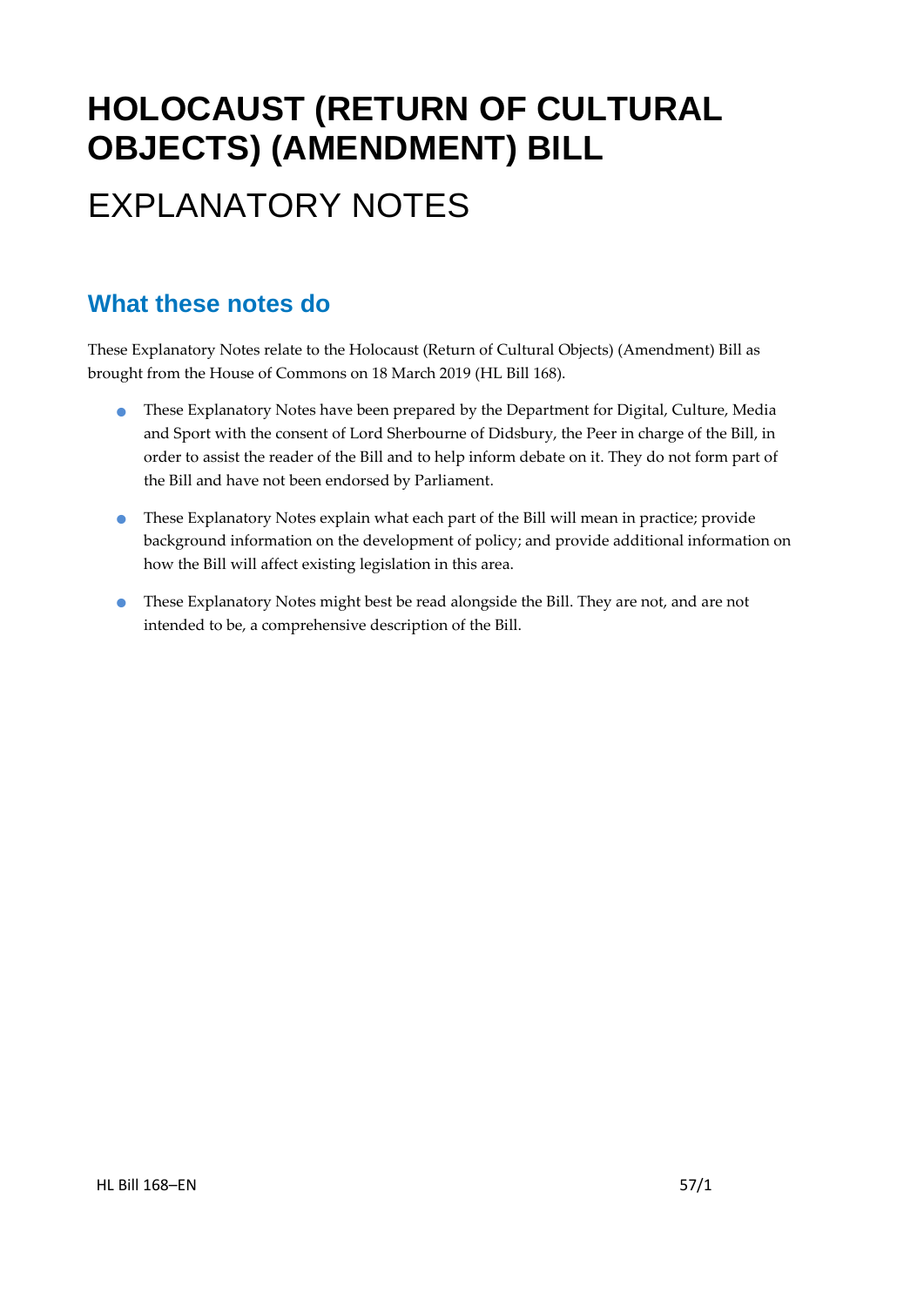# HOLOCAUST (RETURN OF CULTURAL OBJECTS) (AMENDMENT) BILL

# EXPLANATORY NOTES

## What these notes do

These Explanatory Notes relate to the Holocaust (Return of Cultural Objects) (Amendment) Bill as brought from the House of Commons on 18 March 2019 (HL Bill 168).

- These Explanatory Notes have been prepared by the Department for Digital, Culture, Media and Sport with the consent of Lord Sherbourne of Didsbury, the Peer in charge of the Bill, in order to assist the reader of the Bill and to help inform debate on it. They do not form part of the Bill and have not been endorsed by Parliament.
- These Explanatory Notes explain what each part of the Bill will mean in practice; provide background information on the development of policy; and provide additional information on how the Bill will affect existing legislation in this area.
- These Explanatory Notes might best be read alongside the Bill. They are not, and are not intended to be, a comprehensive description of the Bill.

HL Bill 168–EN 57/1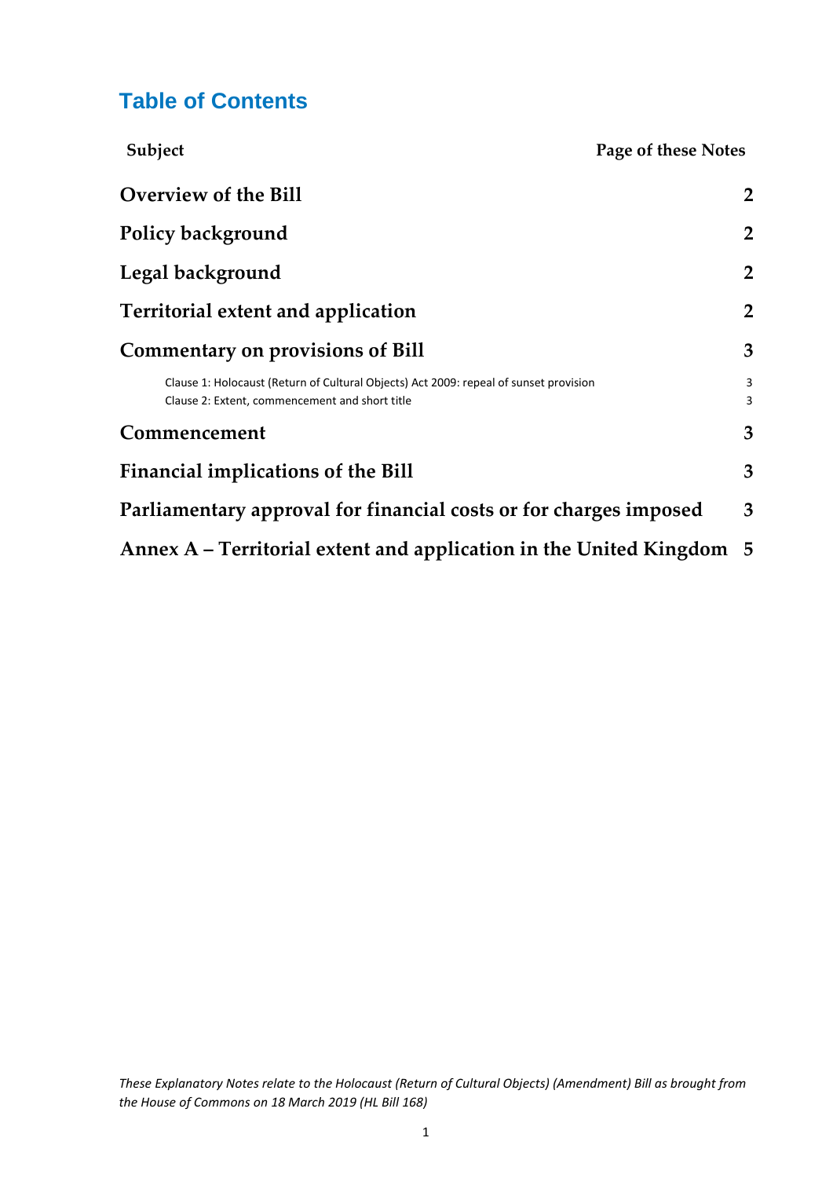## Table of Contents

| Subject | Page of these Notes |
|---|---|
| **Overview of the Bill** | **2** |
| **Policy background** | **2** |
| **Legal background** | **2** |
| **Territorial extent and application** | **2** |
| **Commentary on provisions of Bill** | **3** |
| Clause 1: Holocaust (Return of Cultural Objects) Act 2009: repeal of sunset provision | 3 |
| Clause 2: Extent, commencement and short title | 3 |
| **Commencement** | **3** |
| **Financial implications of the Bill** | **3** |
| **Parliamentary approval for financial costs or for charges imposed** | **3** |
| **Annex A – Territorial extent and application in the United Kingdom** | **5** |

*These Explanatory Notes relate to the Holocaust (Return of Cultural Objects) (Amendment) Bill as brought from the House of Commons on 18 March 2019 (HL Bill 168)*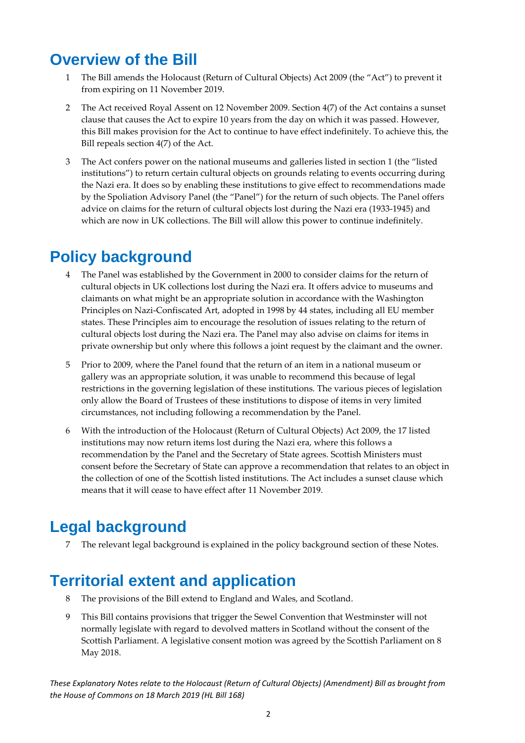# Overview of the Bill

1 The Bill amends the Holocaust (Return of Cultural Objects) Act 2009 (the "Act") to prevent it from expiring on 11 November 2019.

2 The Act received Royal Assent on 12 November 2009. Section 4(7) of the Act contains a sunset clause that causes the Act to expire 10 years from the day on which it was passed. However, this Bill makes provision for the Act to continue to have effect indefinitely. To achieve this, the Bill repeals section 4(7) of the Act.

3 The Act confers power on the national museums and galleries listed in section 1 (the "listed institutions") to return certain cultural objects on grounds relating to events occurring during the Nazi era. It does so by enabling these institutions to give effect to recommendations made by the Spoliation Advisory Panel (the "Panel") for the return of such objects. The Panel offers advice on claims for the return of cultural objects lost during the Nazi era (1933-1945) and which are now in UK collections. The Bill will allow this power to continue indefinitely.

# Policy background

4 The Panel was established by the Government in 2000 to consider claims for the return of cultural objects in UK collections lost during the Nazi era. It offers advice to museums and claimants on what might be an appropriate solution in accordance with the Washington Principles on Nazi-Confiscated Art, adopted in 1998 by 44 states, including all EU member states. These Principles aim to encourage the resolution of issues relating to the return of cultural objects lost during the Nazi era. The Panel may also advise on claims for items in private ownership but only where this follows a joint request by the claimant and the owner.

5 Prior to 2009, where the Panel found that the return of an item in a national museum or gallery was an appropriate solution, it was unable to recommend this because of legal restrictions in the governing legislation of these institutions. The various pieces of legislation only allow the Board of Trustees of these institutions to dispose of items in very limited circumstances, not including following a recommendation by the Panel.

6 With the introduction of the Holocaust (Return of Cultural Objects) Act 2009, the 17 listed institutions may now return items lost during the Nazi era, where this follows a recommendation by the Panel and the Secretary of State agrees. Scottish Ministers must consent before the Secretary of State can approve a recommendation that relates to an object in the collection of one of the Scottish listed institutions. The Act includes a sunset clause which means that it will cease to have effect after 11 November 2019.

# Legal background

7 The relevant legal background is explained in the policy background section of these Notes.

# Territorial extent and application

8 The provisions of the Bill extend to England and Wales, and Scotland.

9 This Bill contains provisions that trigger the Sewel Convention that Westminster will not normally legislate with regard to devolved matters in Scotland without the consent of the Scottish Parliament. A legislative consent motion was agreed by the Scottish Parliament on 8 May 2018.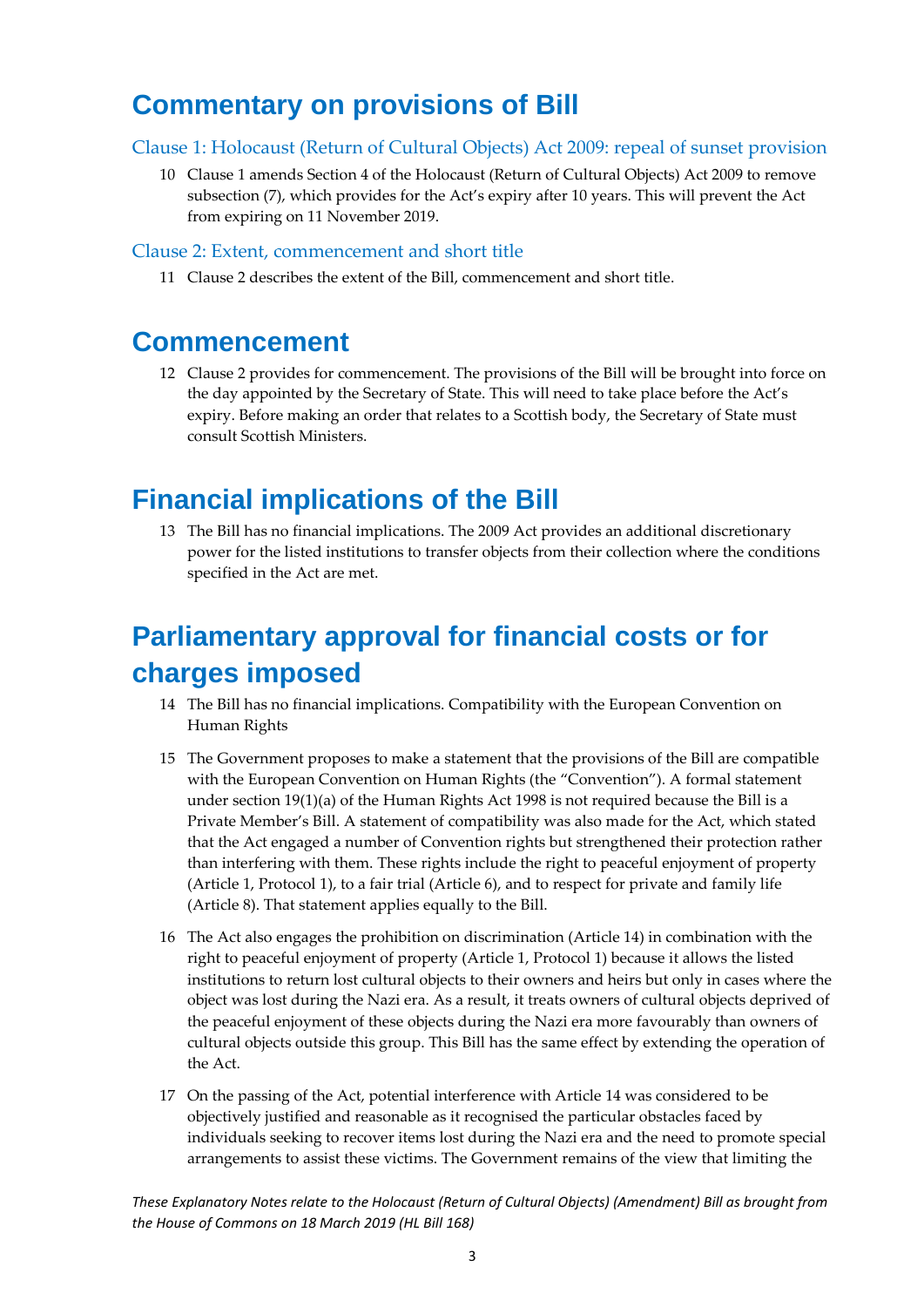# Commentary on provisions of Bill

## Clause 1: Holocaust (Return of Cultural Objects) Act 2009: repeal of sunset provision

10 Clause 1 amends Section 4 of the Holocaust (Return of Cultural Objects) Act 2009 to remove subsection (7), which provides for the Act's expiry after 10 years. This will prevent the Act from expiring on 11 November 2019.

## Clause 2: Extent, commencement and short title

11 Clause 2 describes the extent of the Bill, commencement and short title.

# Commencement

12 Clause 2 provides for commencement. The provisions of the Bill will be brought into force on the day appointed by the Secretary of State. This will need to take place before the Act's expiry. Before making an order that relates to a Scottish body, the Secretary of State must consult Scottish Ministers.

# Financial implications of the Bill

13 The Bill has no financial implications. The 2009 Act provides an additional discretionary power for the listed institutions to transfer objects from their collection where the conditions specified in the Act are met.

# Parliamentary approval for financial costs or for charges imposed

14 The Bill has no financial implications. Compatibility with the European Convention on Human Rights

15 The Government proposes to make a statement that the provisions of the Bill are compatible with the European Convention on Human Rights (the "Convention"). A formal statement under section 19(1)(a) of the Human Rights Act 1998 is not required because the Bill is a Private Member's Bill. A statement of compatibility was also made for the Act, which stated that the Act engaged a number of Convention rights but strengthened their protection rather than interfering with them. These rights include the right to peaceful enjoyment of property (Article 1, Protocol 1), to a fair trial (Article 6), and to respect for private and family life (Article 8). That statement applies equally to the Bill.

16 The Act also engages the prohibition on discrimination (Article 14) in combination with the right to peaceful enjoyment of property (Article 1, Protocol 1) because it allows the listed institutions to return lost cultural objects to their owners and heirs but only in cases where the object was lost during the Nazi era. As a result, it treats owners of cultural objects deprived of the peaceful enjoyment of these objects during the Nazi era more favourably than owners of cultural objects outside this group. This Bill has the same effect by extending the operation of the Act.

17 On the passing of the Act, potential interference with Article 14 was considered to be objectively justified and reasonable as it recognised the particular obstacles faced by individuals seeking to recover items lost during the Nazi era and the need to promote special arrangements to assist these victims. The Government remains of the view that limiting the

*These Explanatory Notes relate to the Holocaust (Return of Cultural Objects) (Amendment) Bill as brought from the House of Commons on 18 March 2019 (HL Bill 168)*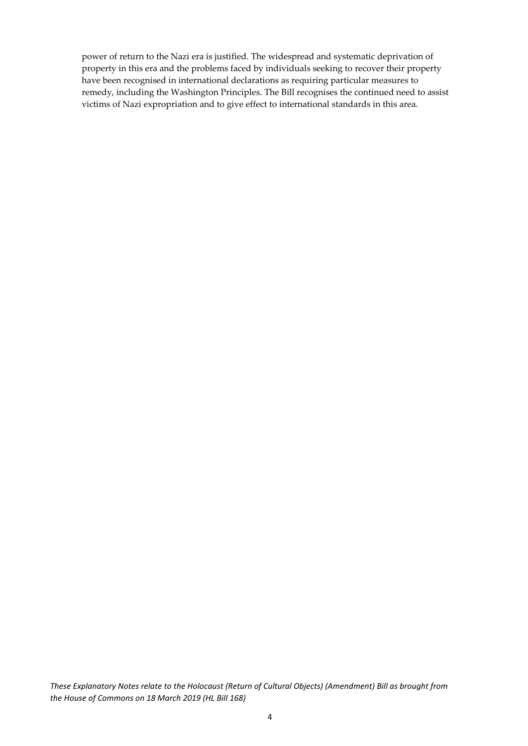power of return to the Nazi era is justified. The widespread and systematic deprivation of property in this era and the problems faced by individuals seeking to recover their property have been recognised in international declarations as requiring particular measures to remedy, including the Washington Principles. The Bill recognises the continued need to assist victims of Nazi expropriation and to give effect to international standards in this area.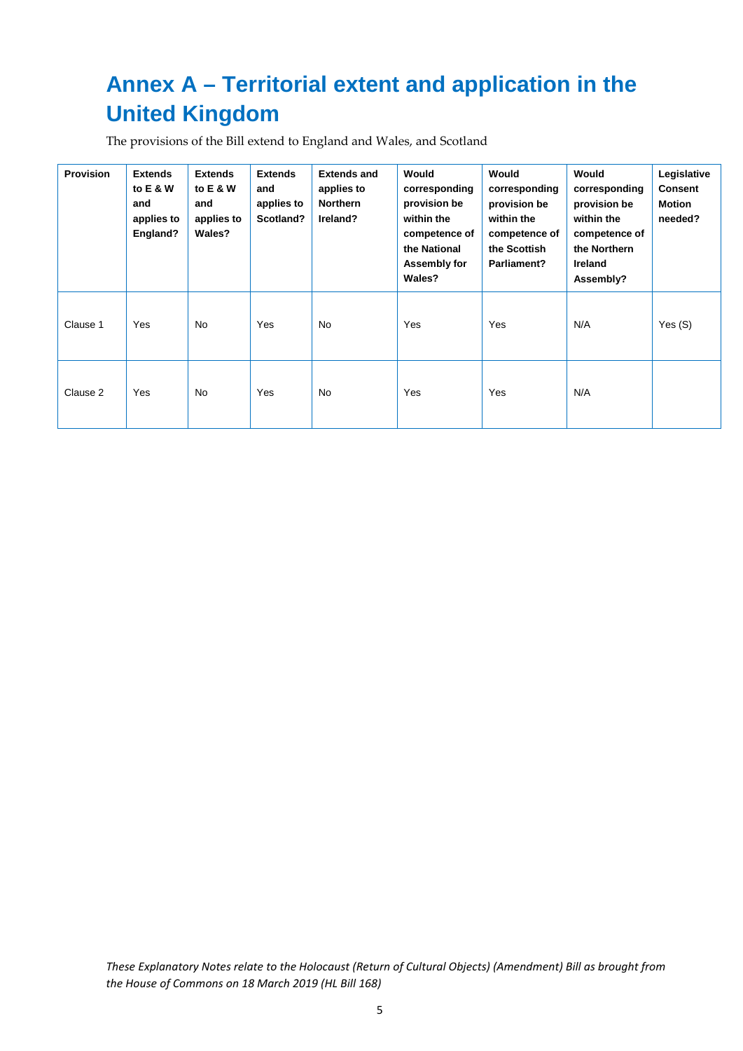# Annex A – Territorial extent and application in the United Kingdom

The provisions of the Bill extend to England and Wales, and Scotland

| Provision | Extends to E & W and applies to England? | Extends to E & W and applies to Wales? | Extends and applies to Scotland? | Extends and applies to Northern Ireland? | Would corresponding provision be within the competence of the National Assembly for Wales? | Would corresponding provision be within the competence of the Scottish Parliament? | Would corresponding provision be within the competence of the Northern Ireland Assembly? | Legislative Consent Motion needed? |
|---|---|---|---|---|---|---|---|---|
| Clause 1 | Yes | No | Yes | No | Yes | Yes | N/A | Yes (S) |
| Clause 2 | Yes | No | Yes | No | Yes | Yes | N/A | |

*These Explanatory Notes relate to the Holocaust (Return of Cultural Objects) (Amendment) Bill as brought from the House of Commons on 18 March 2019 (HL Bill 168)*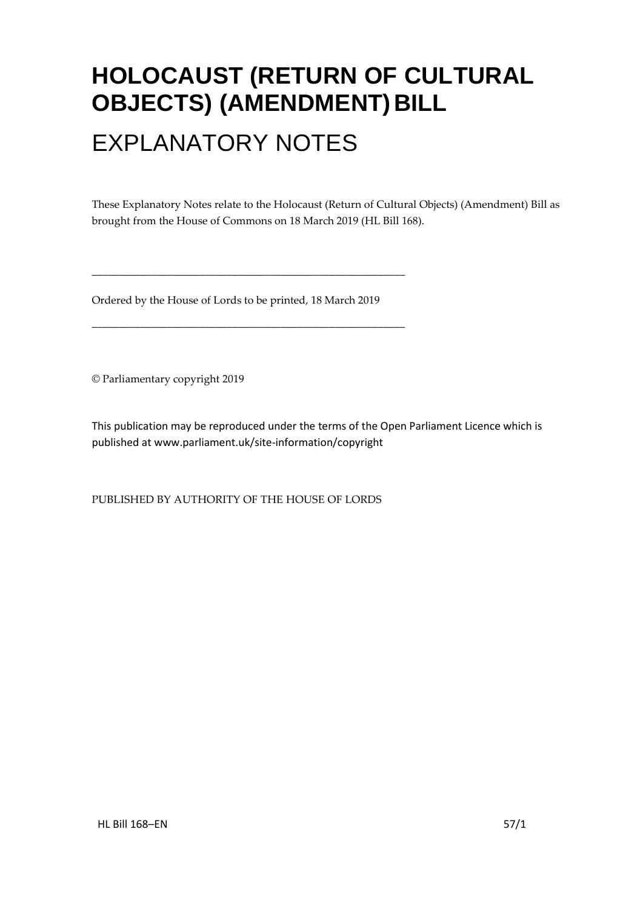# HOLOCAUST (RETURN OF CULTURAL OBJECTS) (AMENDMENT) BILL

# EXPLANATORY NOTES

These Explanatory Notes relate to the Holocaust (Return of Cultural Objects) (Amendment) Bill as brought from the House of Commons on 18 March 2019 (HL Bill 168).

---

Ordered by the House of Lords to be printed, 18 March 2019

---

© Parliamentary copyright 2019

This publication may be reproduced under the terms of the Open Parliament Licence which is published at www.parliament.uk/site-information/copyright

PUBLISHED BY AUTHORITY OF THE HOUSE OF LORDS

HL Bill 168–EN

57/1